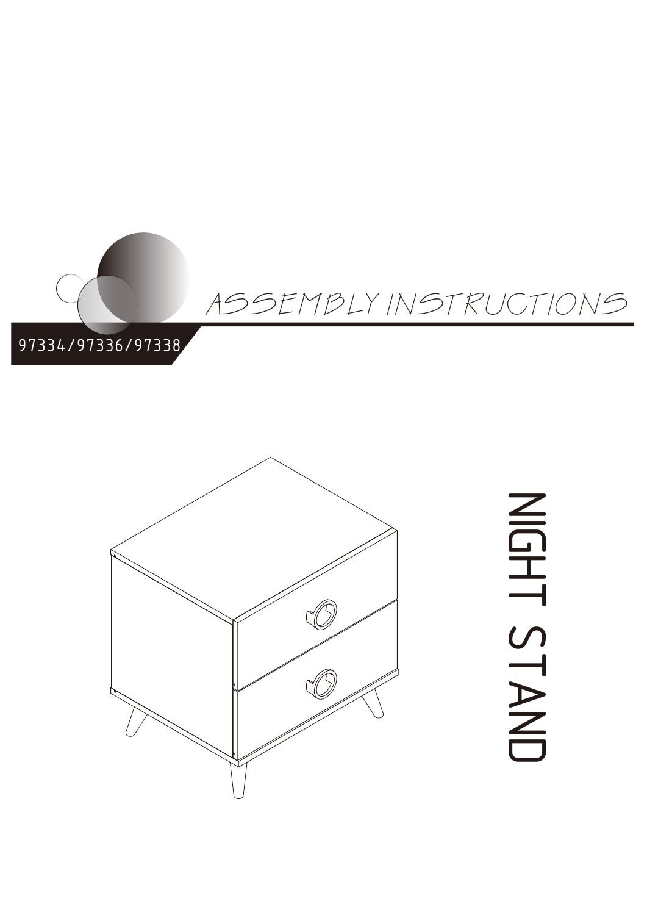# ASSEMBLY INSTRUCTIONS

97334/97336/97338

# NIGHT STAND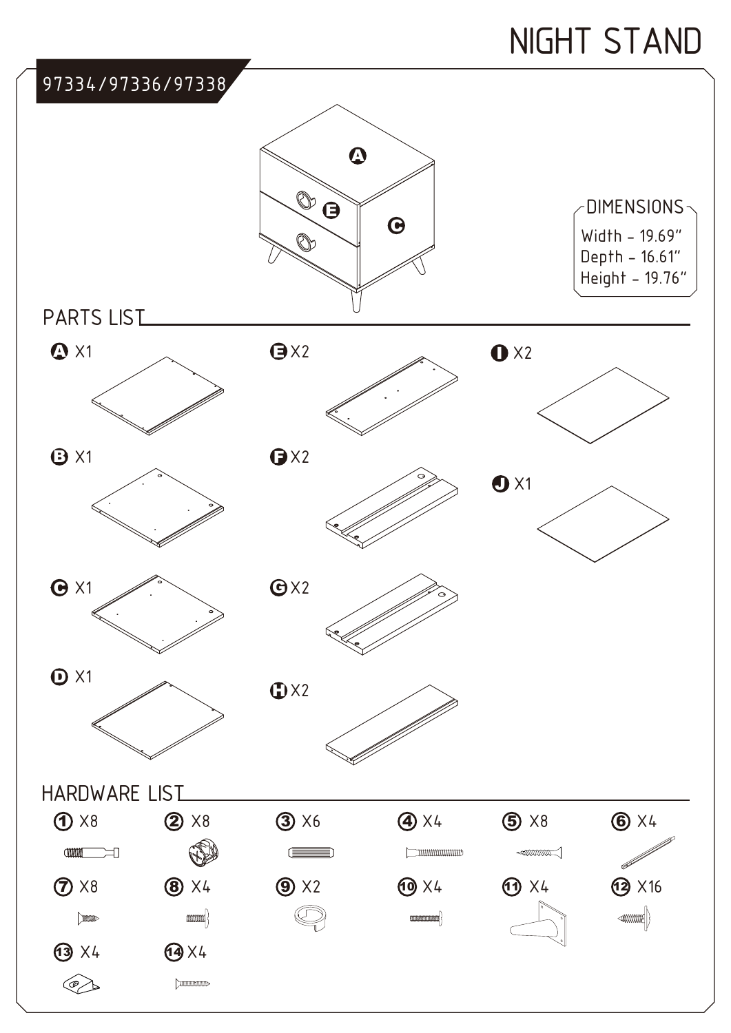# NIGHT STAND

97334/97336/97338

A

E

C

## DIMENSIONS

Width - 19.69"
Depth - 16.61"
Height - 19.76"

## PARTS LIST

A X1

B X1

C X1

D X1

E X2

F X2

G X2

H X2

I X2

J X1

## HARDWARE LIST

① X8

② X8

③ X6

④ X4

⑤ X8

⑥ X4

⑦ X8

⑧ X4

⑨ X2

⑩ X4

⑪ X4

⑫ X16

⑬ X4

⑭ X4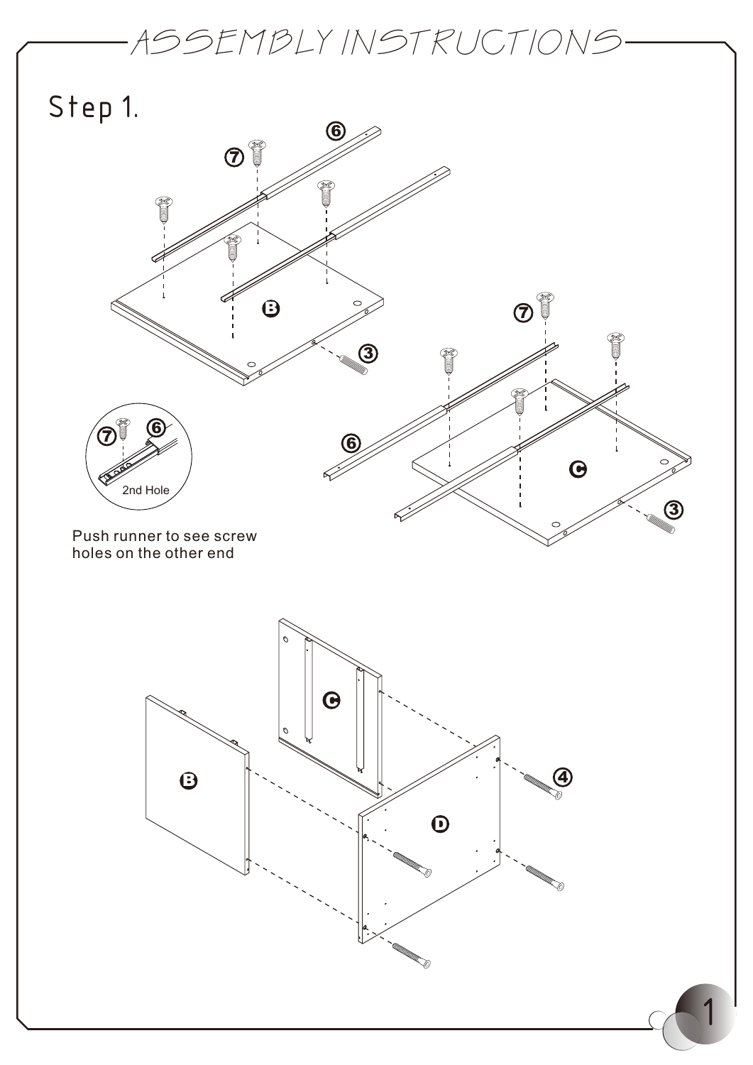# ASSEMBLY INSTRUCTIONS

## Step 1.

⑥ ⑦ B ③ ⑦ ⑥ C ③

⑦ ⑥ 2nd Hole

Push runner to see screw holes on the other end

C B D ④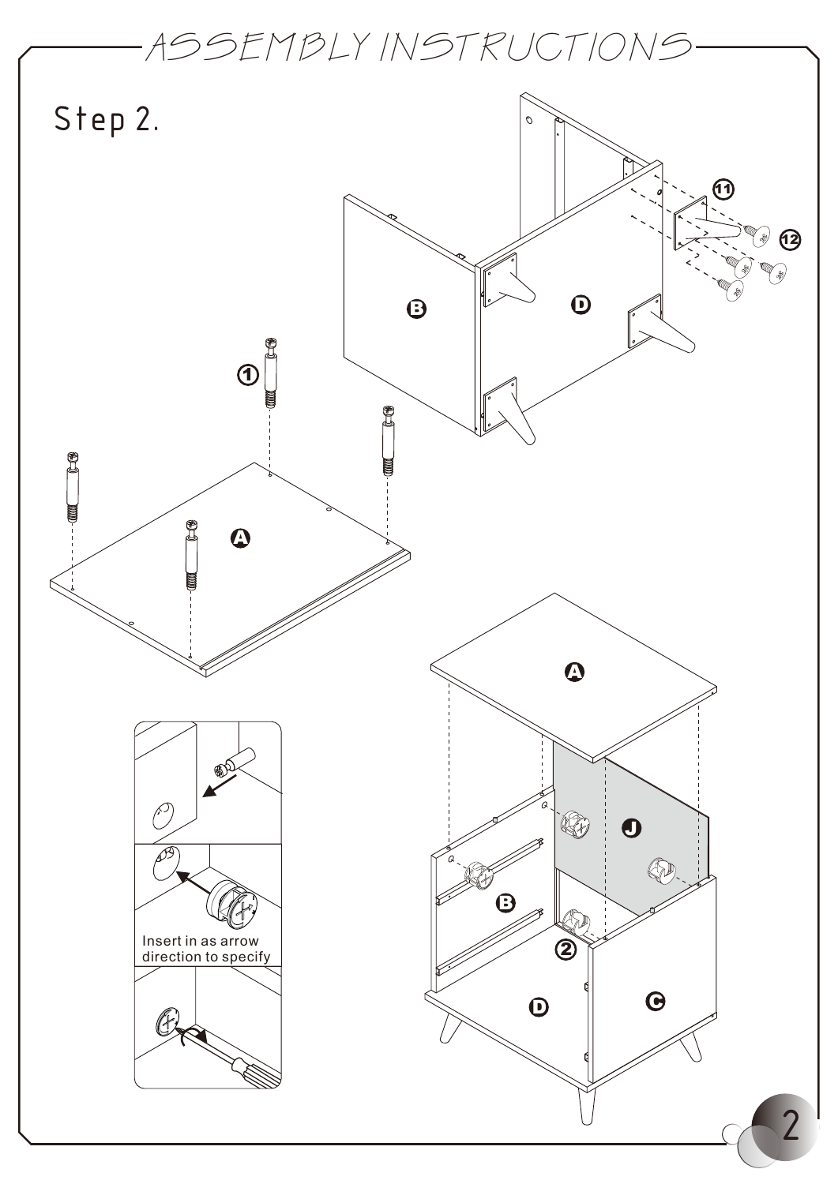# ASSEMBLY INSTRUCTIONS

## Step 2.

Insert in as arrow direction to specify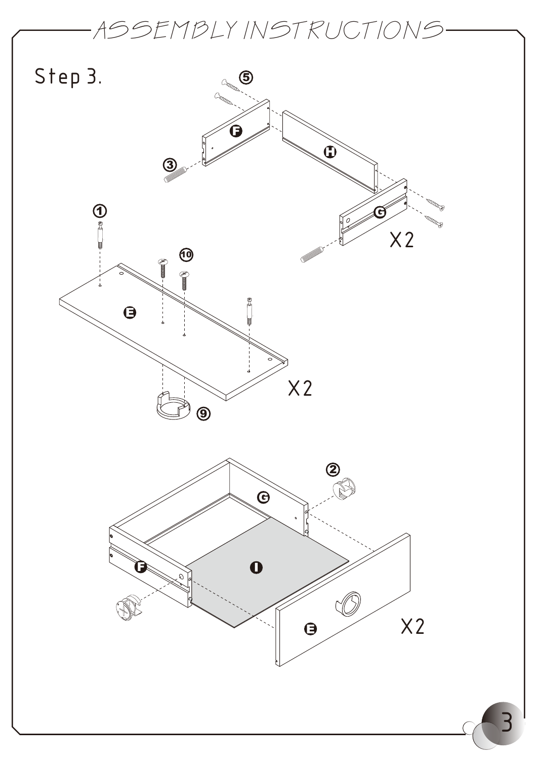# ASSEMBLY INSTRUCTIONS

## Step 3.

⑤

F

H

③

G

X2

①

⑩

E

X2

⑨

②

G

F

I

E

X2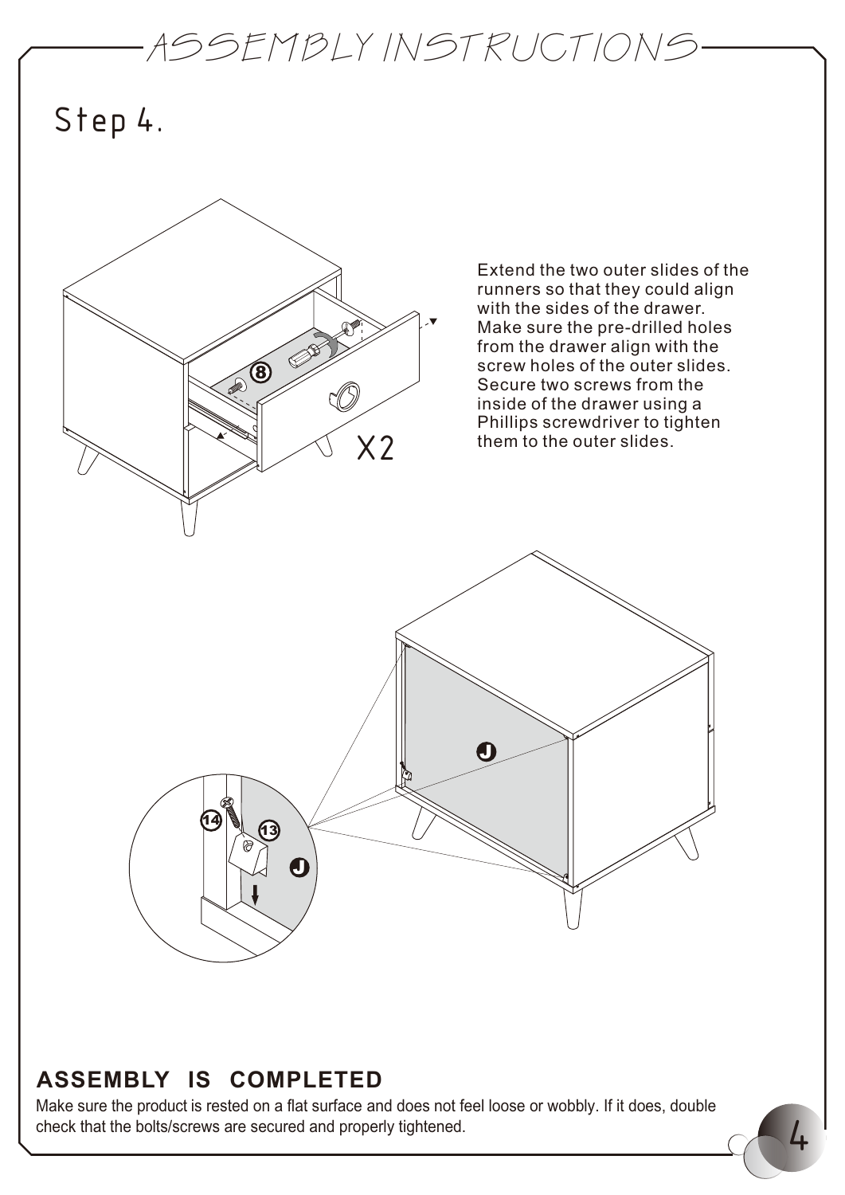# ASSEMBLY INSTRUCTIONS

## Step 4.

Extend the two outer slides of the runners so that they could align with the sides of the drawer. Make sure the pre-drilled holes from the drawer align with the screw holes of the outer slides. Secure two screws from the inside of the drawer using a Phillips screwdriver to tighten them to the outer slides.

X2

## ASSEMBLY IS COMPLETED

Make sure the product is rested on a flat surface and does not feel loose or wobbly. If it does, double check that the bolts/screws are secured and properly tightened.